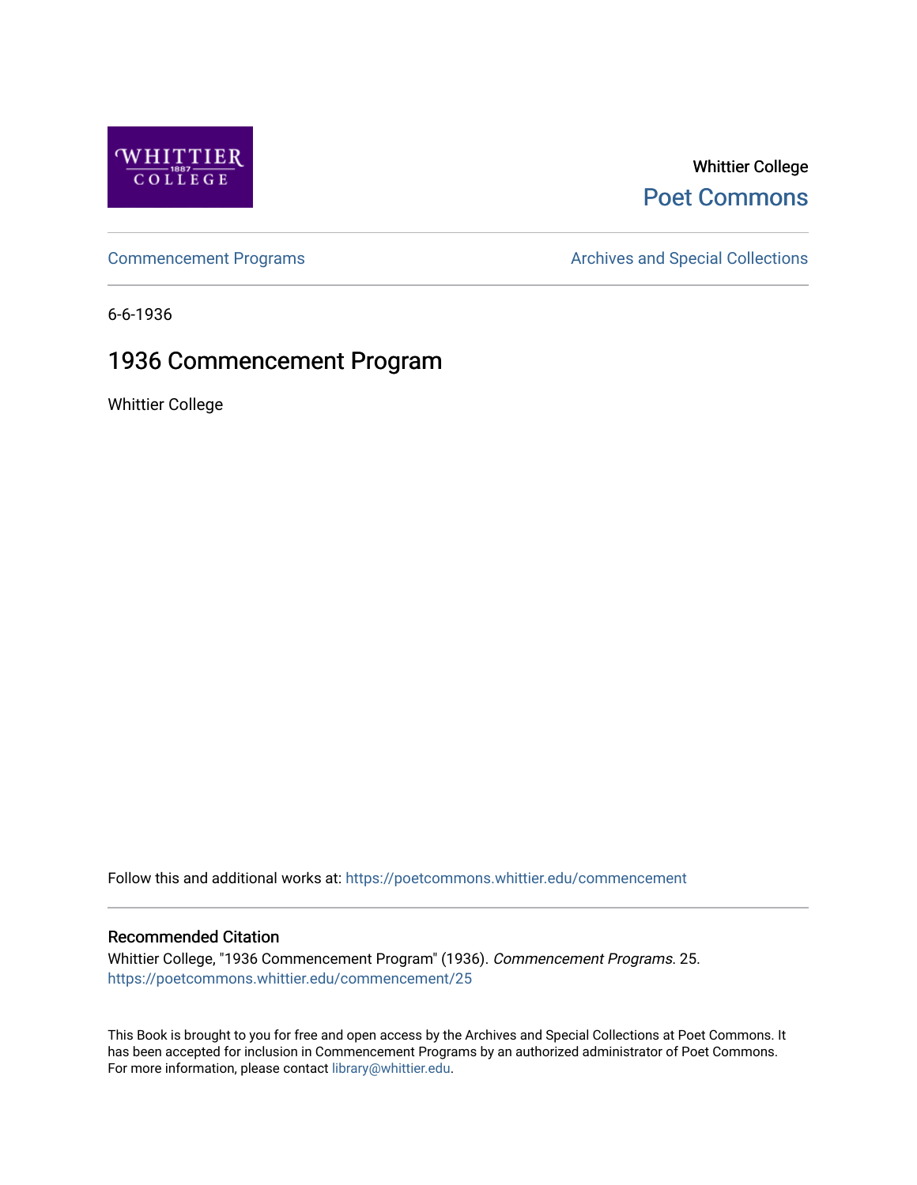Whittier College

Poet Commons

Commencement Programs

Archives and Special Collections

6-6-1936

# 1936 Commencement Program

Whittier College

Follow this and additional works at: https://poetcommons.whittier.edu/commencement

## Recommended Citation

Whittier College, "1936 Commencement Program" (1936). *Commencement Programs*. 25.
https://poetcommons.whittier.edu/commencement/25

This Book is brought to you for free and open access by the Archives and Special Collections at Poet Commons. It has been accepted for inclusion in Commencement Programs by an authorized administrator of Poet Commons. For more information, please contact library@whittier.edu.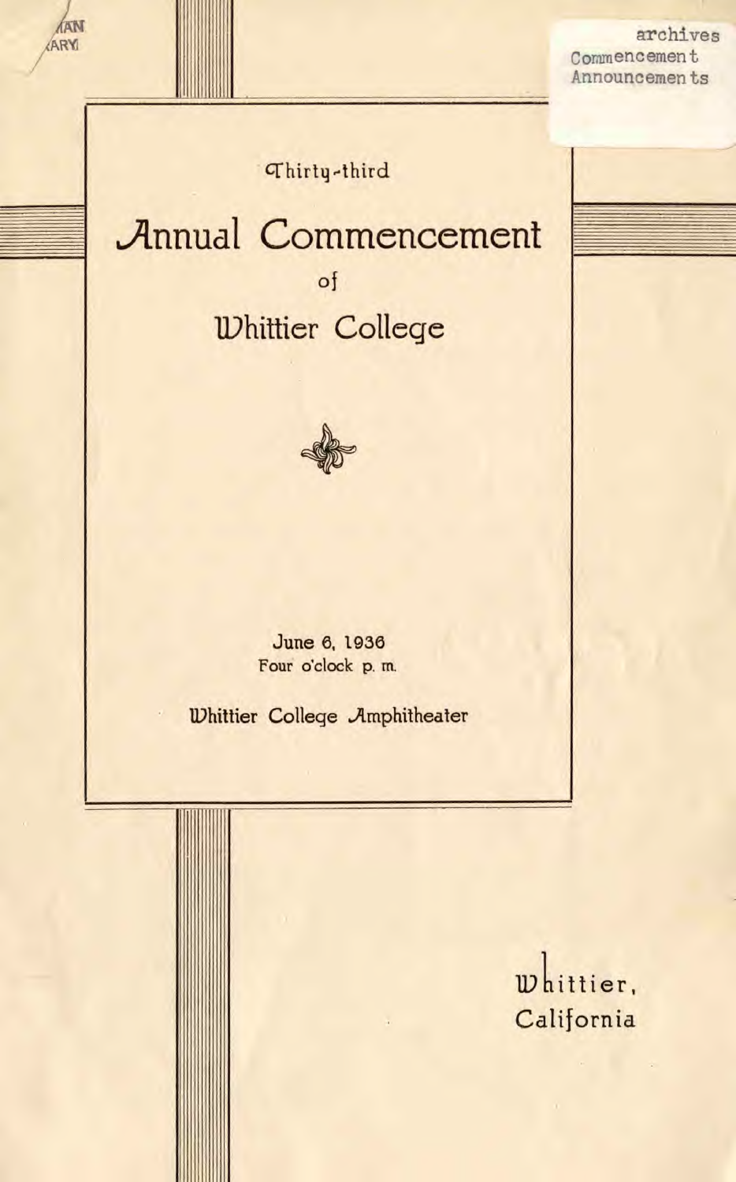Thirty-third

# Annual Commencement

of

## Whittier College

June 6, 1936

Four o'clock p. m.

Whittier College Amphitheater

Whittier,
California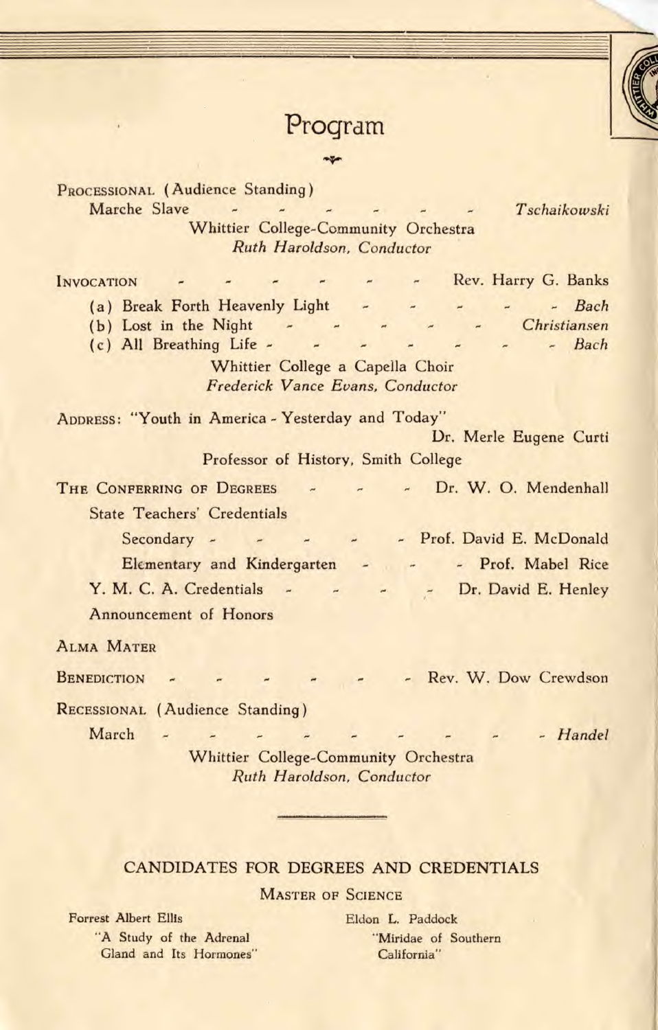# Program

Processional (Audience Standing)

Marche Slave - - - - - - *Tschaikowski*

Whittier College-Community Orchestra
*Ruth Haroldson, Conductor*

Invocation - - - - - - Rev. Harry G. Banks

(a) Break Forth Heavenly Light - - - - - *Bach*
(b) Lost in the Night - - - - - *Christiansen*
(c) All Breathing Life - - - - - - - *Bach*

Whittier College a Capella Choir
*Frederick Vance Evans, Conductor*

Address: "Youth in America - Yesterday and Today"
Dr. Merle Eugene Curti
Professor of History, Smith College

The Conferring of Degrees - - - Dr. W. O. Mendenhall

State Teachers' Credentials

Secondary - - - - - Prof. David E. McDonald

Elementary and Kindergarten - - - Prof. Mabel Rice

Y. M. C. A. Credentials - - - - Dr. David E. Henley

Announcement of Honors

Alma Mater

Benediction - - - - - - Rev. W. Dow Crewdson

Recessional (Audience Standing)

March - - - - - - - - - *Handel*

Whittier College-Community Orchestra
*Ruth Haroldson, Conductor*

---

## CANDIDATES FOR DEGREES AND CREDENTIALS

### Master of Science

Forrest Albert Ellis
"A Study of the Adrenal Gland and Its Hormones"

Eldon L. Paddock
"Miridae of Southern California"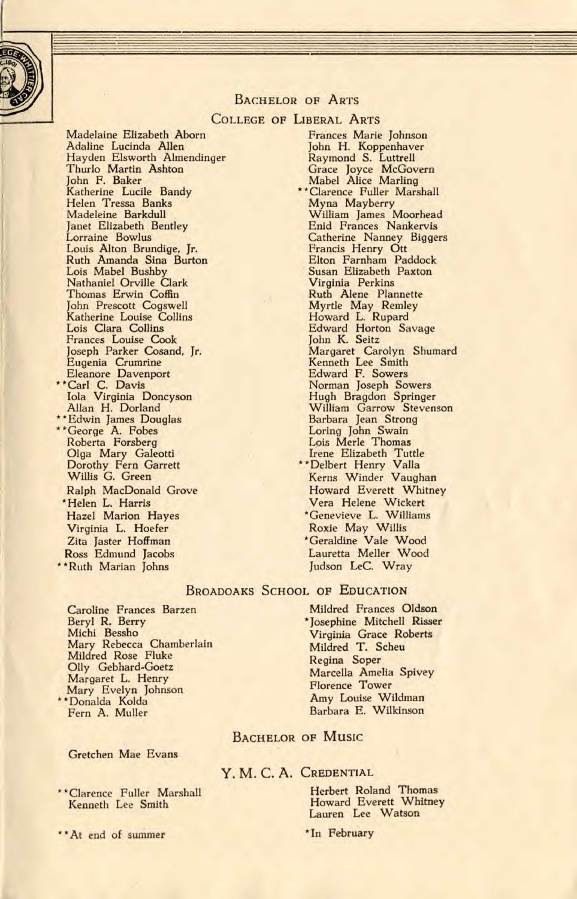## Bachelor of Arts

### College of Liberal Arts

Madelaine Elizabeth Aborn
Adaline Lucinda Allen
Hayden Elsworth Almendinger
Thurlo Martin Ashton
John F. Baker
Katherine Lucile Bandy
Helen Tressa Banks
Madeleine Barkdull
Janet Elizabeth Bentley
Lorraine Bowlus
Louis Alton Brundige, Jr.
Ruth Amanda Sina Burton
Lois Mabel Bushby
Nathaniel Orville Clark
Thomas Erwin Coffin
John Prescott Cogswell
Katherine Louise Collins
Lois Clara Collins
Frances Louise Cook
Joseph Parker Cosand, Jr.
Eugenia Crumrine
Eleanore Davenport
**Carl C. Davis
Iola Virginia Doncyson
Allan H. Dorland
**Edwin James Douglas
**George A. Fobes
Roberta Forsberg
Olga Mary Galeotti
Dorothy Fern Garrett
Willis G. Green
Ralph MacDonald Grove
*Helen L. Harris
Hazel Marion Hayes
Virginia L. Hoefer
Zita Jaster Hoffman
Ross Edmund Jacobs
**Ruth Marian Johns
Frances Marie Johnson
John H. Koppenhaver
Raymond S. Luttrell
Grace Joyce McGovern
Mabel Alice Marling
**Clarence Fuller Marshall
Myna Mayberry
William James Moorhead
Enid Frances Nankervis
Catherine Nanney Biggers
Francis Henry Ott
Elton Farnham Paddock
Susan Elizabeth Paxton
Virginia Perkins
Ruth Alene Plannette
Myrtle May Remley
Howard L. Rupard
Edward Horton Savage
John K. Seitz
Margaret Carolyn Shumard
Kenneth Lee Smith
Edward F. Sowers
Norman Joseph Sowers
Hugh Bragdon Springer
William Garrow Stevenson
Barbara Jean Strong
Loring John Swain
Lois Merle Thomas
Irene Elizabeth Tuttle
**Delbert Henry Valla
Kerns Winder Vaughan
Howard Everett Whitney
Vera Helene Wickert
*Genevieve L. Williams
Roxie May Willis
*Geraldine Vale Wood
Lauretta Meller Wood
Judson LeC. Wray

### Broadoaks School of Education

Caroline Frances Barzen
Beryl R. Berry
Michi Bessho
Mary Rebecca Chamberlain
Mildred Rose Fluke
Olly Gebhard-Goetz
Margaret L. Henry
Mary Evelyn Johnson
**Donalda Kolda
Fern A. Muller
Mildred Frances Oldson
*Josephine Mitchell Risser
Virginia Grace Roberts
Mildred T. Scheu
Regina Soper
Marcella Amelia Spivey
Florence Tower
Amy Louise Wildman
Barbara E. Wilkinson

## Bachelor of Music

Gretchen Mae Evans

## Y. M. C. A. Credential

**Clarence Fuller Marshall
Kenneth Lee Smith
Herbert Roland Thomas
Howard Everett Whitney
Lauren Lee Watson

**At end of summer

*In February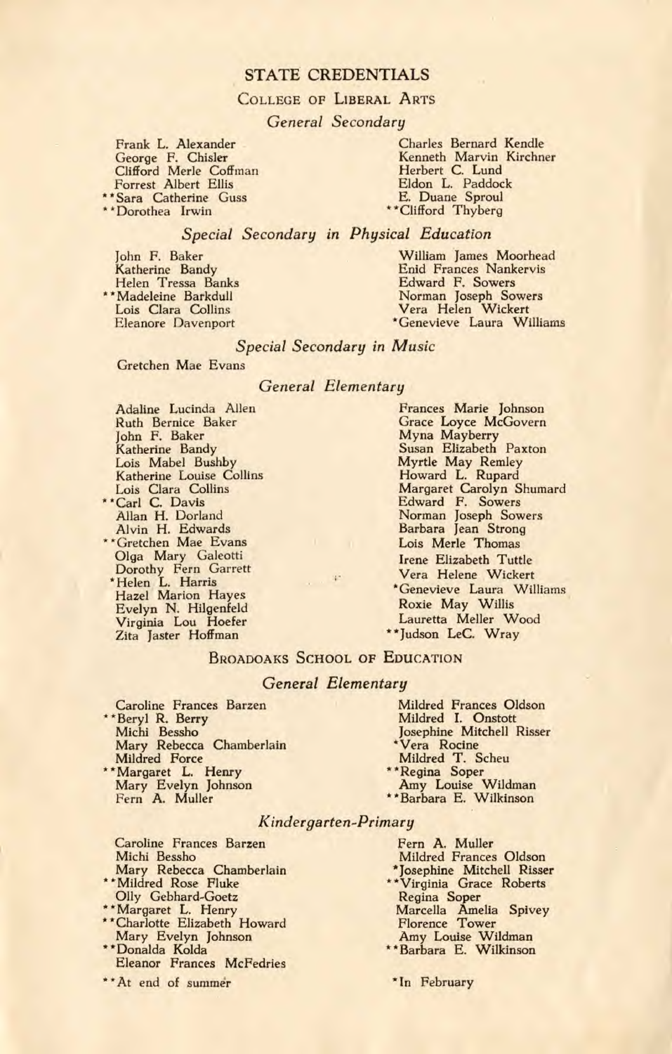# STATE CREDENTIALS

## College of Liberal Arts

### *General Secondary*

Frank L. Alexander
George F. Chisler
Clifford Merle Coffman
Forrest Albert Ellis
**Sara Catherine Guss
**Dorothea Irwin
Charles Bernard Kendle
Kenneth Marvin Kirchner
Herbert C. Lund
Eldon L. Paddock
E. Duane Sproul
**Clifford Thyberg

### *Special Secondary in Physical Education*

John F. Baker
Katherine Bandy
Helen Tressa Banks
**Madeleine Barkdull
Lois Clara Collins
Eleanore Davenport
William James Moorhead
Enid Frances Nankervis
Edward F. Sowers
Norman Joseph Sowers
Vera Helen Wickert
*Genevieve Laura Williams

### *Special Secondary in Music*

Gretchen Mae Evans

### *General Elementary*

Adaline Lucinda Allen
Ruth Bernice Baker
John F. Baker
Katherine Bandy
Lois Mabel Bushby
Katherine Louise Collins
Lois Clara Collins
**Carl C. Davis
Allan H. Dorland
Alvin H. Edwards
**Gretchen Mae Evans
Olga Mary Galeotti
Dorothy Fern Garrett
*Helen L. Harris
Hazel Marion Hayes
Evelyn N. Hilgenfeld
Virginia Lou Hoefer
Zita Jaster Hoffman
Frances Marie Johnson
Grace Loyce McGovern
Myna Mayberry
Susan Elizabeth Paxton
Myrtle May Remley
Howard L. Rupard
Margaret Carolyn Shumard
Edward F. Sowers
Norman Joseph Sowers
Barbara Jean Strong
Lois Merle Thomas
Irene Elizabeth Tuttle
Vera Helene Wickert
*Genevieve Laura Williams
Roxie May Willis
Lauretta Meller Wood
**Judson LeC. Wray

## Broadoaks School of Education

### *General Elementary*

Caroline Frances Barzen
**Beryl R. Berry
Michi Bessho
Mary Rebecca Chamberlain
Mildred Force
**Margaret L. Henry
Mary Evelyn Johnson
Fern A. Muller
Mildred Frances Oldson
Mildred I. Onstott
Josephine Mitchell Risser
*Vera Rocine
Mildred T. Scheu
**Regina Soper
Amy Louise Wildman
**Barbara E. Wilkinson

### *Kindergarten-Primary*

Caroline Frances Barzen
Michi Bessho
Mary Rebecca Chamberlain
**Mildred Rose Fluke
Olly Gebhard-Goetz
**Margaret L. Henry
**Charlotte Elizabeth Howard
Mary Evelyn Johnson
**Donalda Kolda
Eleanor Frances McFedries
Fern A. Muller
Mildred Frances Oldson
*Josephine Mitchell Risser
**Virginia Grace Roberts
Regina Soper
Marcella Amelia Spivey
Florence Tower
Amy Louise Wildman
**Barbara E. Wilkinson

**At end of summer

*In February